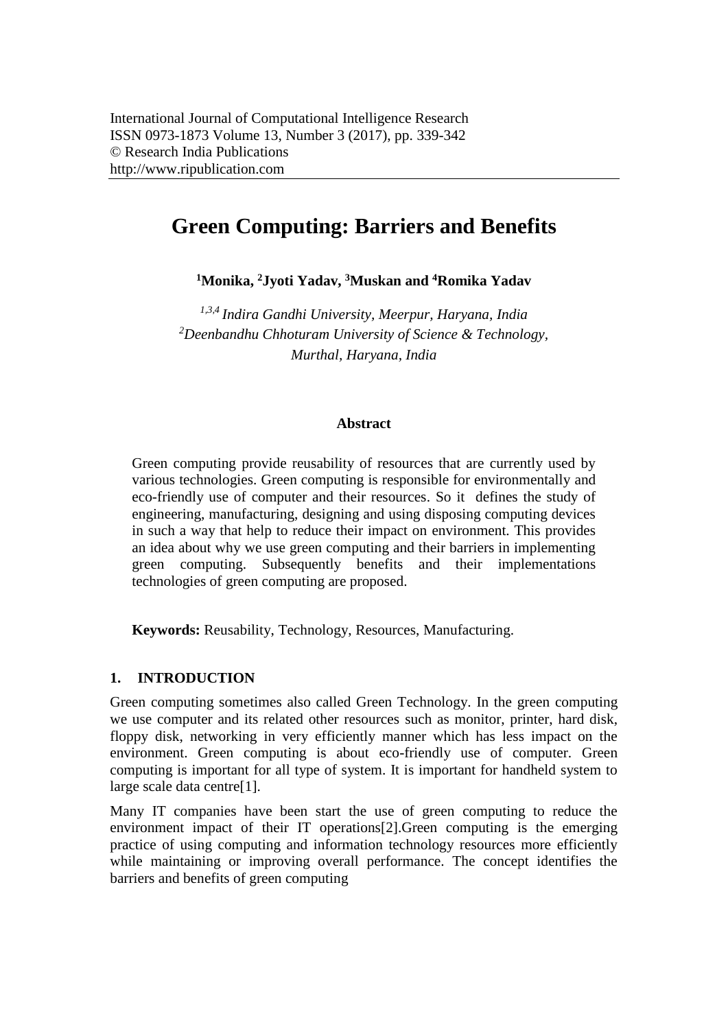# Green Computing: Barriers and Benefits

**[1]Monika, [2]Jyoti Yadav, [3]Muskan and [4]Romika Yadav**

*[1,3,4] Indira Gandhi University, Meerpur, Haryana, India*
*[2]Deenbandhu Chhoturam University of Science & Technology, Murthal, Haryana, India*

**Abstract**

Green computing provide reusability of resources that are currently used by various technologies. Green computing is responsible for environmentally and eco-friendly use of computer and their resources. So it defines the study of engineering, manufacturing, designing and using disposing computing devices in such a way that help to reduce their impact on environment. This provides an idea about why we use green computing and their barriers in implementing green computing. Subsequently benefits and their implementations technologies of green computing are proposed.

**Keywords:** Reusability, Technology, Resources, Manufacturing.

## 1. INTRODUCTION

Green computing sometimes also called Green Technology. In the green computing we use computer and its related other resources such as monitor, printer, hard disk, floppy disk, networking in very efficiently manner which has less impact on the environment. Green computing is about eco-friendly use of computer. Green computing is important for all type of system. It is important for handheld system to large scale data centre[1].

Many IT companies have been start the use of green computing to reduce the environment impact of their IT operations[2].Green computing is the emerging practice of using computing and information technology resources more efficiently while maintaining or improving overall performance. The concept identifies the barriers and benefits of green computing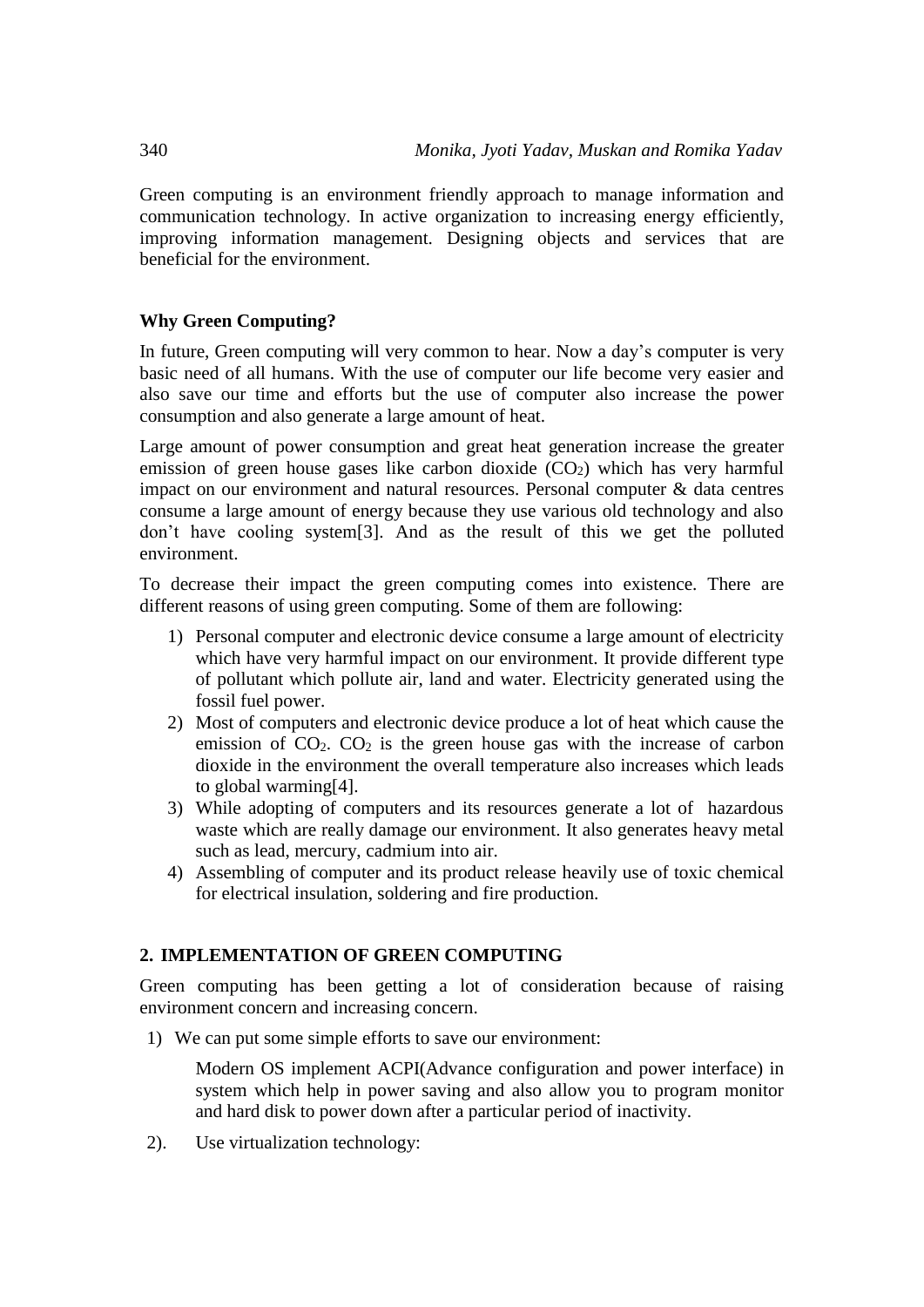Green computing is an environment friendly approach to manage information and communication technology. In active organization to increasing energy efficiently, improving information management. Designing objects and services that are beneficial for the environment.

### Why Green Computing?

In future, Green computing will very common to hear. Now a day's computer is very basic need of all humans. With the use of computer our life become very easier and also save our time and efforts but the use of computer also increase the power consumption and also generate a large amount of heat.

Large amount of power consumption and great heat generation increase the greater emission of green house gases like carbon dioxide ($CO_2$) which has very harmful impact on our environment and natural resources. Personal computer & data centres consume a large amount of energy because they use various old technology and also don't have cooling system[3]. And as the result of this we get the polluted environment.

To decrease their impact the green computing comes into existence. There are different reasons of using green computing. Some of them are following:

1) Personal computer and electronic device consume a large amount of electricity which have very harmful impact on our environment. It provide different type of pollutant which pollute air, land and water. Electricity generated using the fossil fuel power.
2) Most of computers and electronic device produce a lot of heat which cause the emission of $CO_2$. $CO_2$ is the green house gas with the increase of carbon dioxide in the environment the overall temperature also increases which leads to global warming[4].
3) While adopting of computers and its resources generate a lot of hazardous waste which are really damage our environment. It also generates heavy metal such as lead, mercury, cadmium into air.
4) Assembling of computer and its product release heavily use of toxic chemical for electrical insulation, soldering and fire production.

## 2. IMPLEMENTATION OF GREEN COMPUTING

Green computing has been getting a lot of consideration because of raising environment concern and increasing concern.

1) We can put some simple efforts to save our environment:

   Modern OS implement ACPI(Advance configuration and power interface) in system which help in power saving and also allow you to program monitor and hard disk to power down after a particular period of inactivity.

2). Use virtualization technology: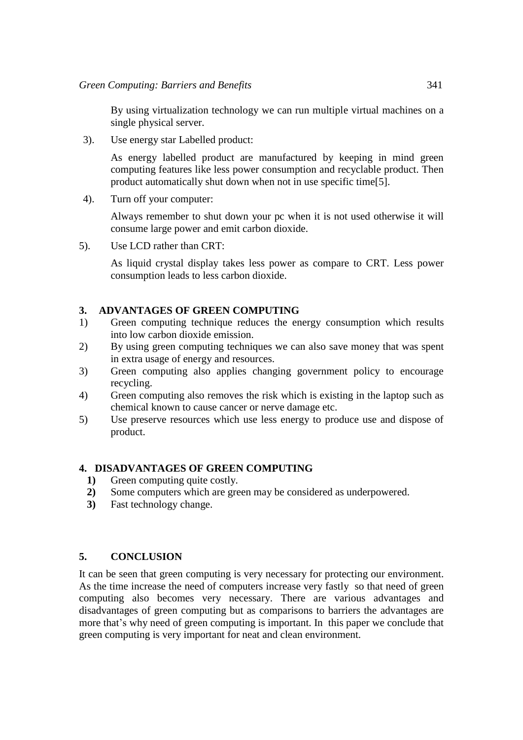By using virtualization technology we can run multiple virtual machines on a single physical server.

3). Use energy star Labelled product:

As energy labelled product are manufactured by keeping in mind green computing features like less power consumption and recyclable product. Then product automatically shut down when not in use specific time[5].

4). Turn off your computer:

Always remember to shut down your pc when it is not used otherwise it will consume large power and emit carbon dioxide.

5). Use LCD rather than CRT:

As liquid crystal display takes less power as compare to CRT. Less power consumption leads to less carbon dioxide.

## 3. ADVANTAGES OF GREEN COMPUTING

1) Green computing technique reduces the energy consumption which results into low carbon dioxide emission.
2) By using green computing techniques we can also save money that was spent in extra usage of energy and resources.
3) Green computing also applies changing government policy to encourage recycling.
4) Green computing also removes the risk which is existing in the laptop such as chemical known to cause cancer or nerve damage etc.
5) Use preserve resources which use less energy to produce use and dispose of product.

## 4. DISADVANTAGES OF GREEN COMPUTING

**1)** Green computing quite costly.
**2)** Some computers which are green may be considered as underpowered.
**3)** Fast technology change.

## 5. CONCLUSION

It can be seen that green computing is very necessary for protecting our environment. As the time increase the need of computers increase very fastly so that need of green computing also becomes very necessary. There are various advantages and disadvantages of green computing but as comparisons to barriers the advantages are more that's why need of green computing is important. In this paper we conclude that green computing is very important for neat and clean environment.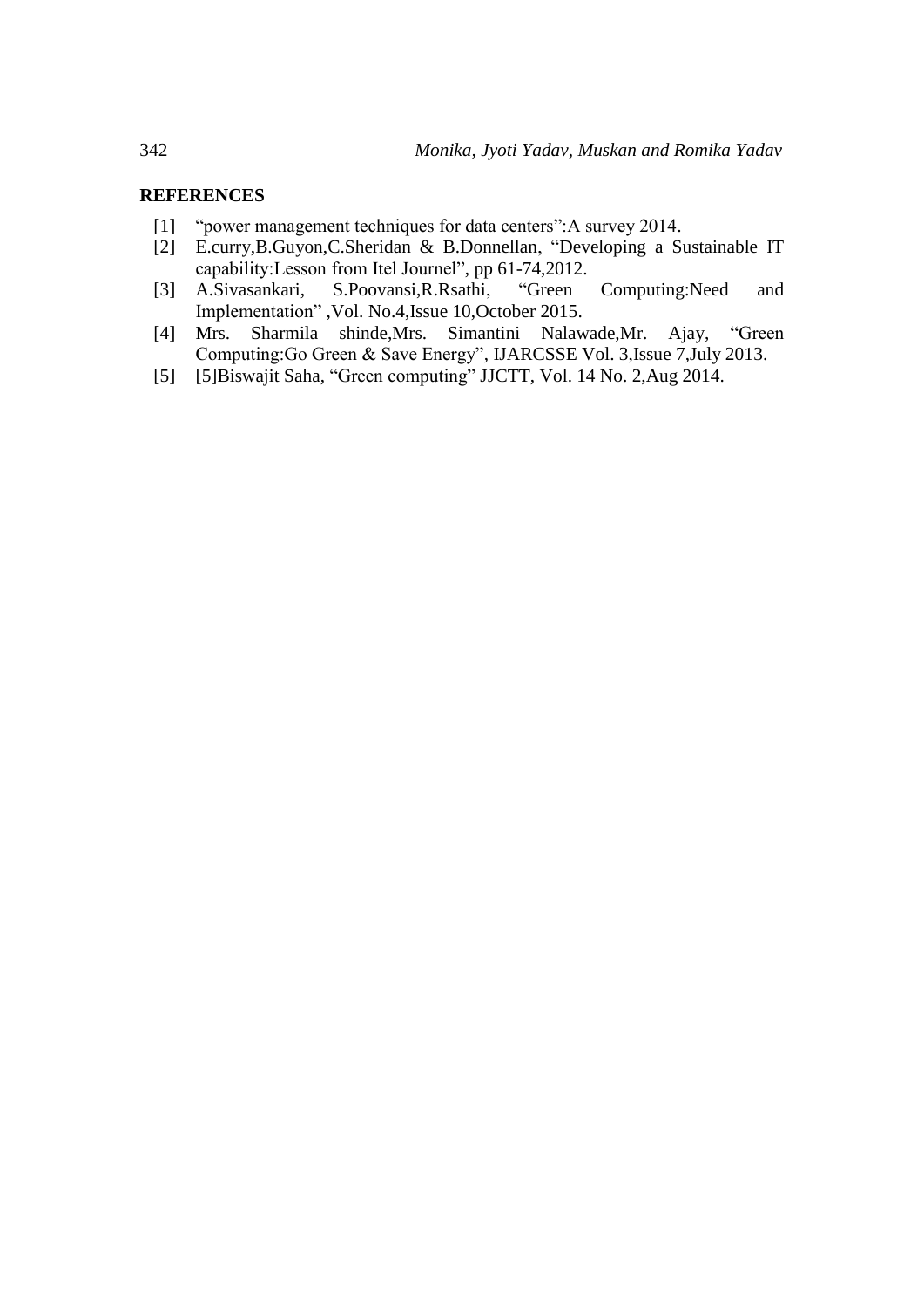## REFERENCES

[1] "power management techniques for data centers":A survey 2014.

[2] E.curry,B.Guyon,C.Sheridan & B.Donnellan, "Developing a Sustainable IT capability:Lesson from Itel Journel", pp 61-74,2012.

[3] A.Sivasankari, S.Poovansi,R.Rsathi, "Green Computing:Need and Implementation" ,Vol. No.4,Issue 10,October 2015.

[4] Mrs. Sharmila shinde,Mrs. Simantini Nalawade,Mr. Ajay, "Green Computing:Go Green & Save Energy", IJARCSSE Vol. 3,Issue 7,July 2013.

[5] [5]Biswajit Saha, "Green computing" JJCTT, Vol. 14 No. 2,Aug 2014.